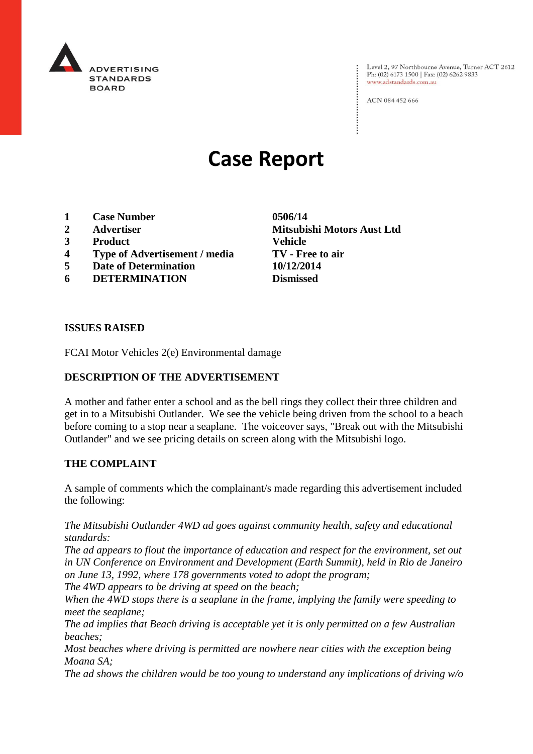ADVERTISING STANDARDS BOARD

Level 2, 97 Northbourne Avenue, Turner ACT 2612
Ph: (02) 6173 1500 | Fax: (02) 6262 9833
www.adstandards.com.au

ACN 084 452 666

# Case Report

| | | |
|---|---|---|
| **1** | **Case Number** | **0506/14** |
| **2** | **Advertiser** | **Mitsubishi Motors Aust Ltd** |
| **3** | **Product** | **Vehicle** |
| **4** | **Type of Advertisement / media** | **TV - Free to air** |
| **5** | **Date of Determination** | **10/12/2014** |
| **6** | **DETERMINATION** | **Dismissed** |

## ISSUES RAISED

FCAI Motor Vehicles 2(e) Environmental damage

## DESCRIPTION OF THE ADVERTISEMENT

A mother and father enter a school and as the bell rings they collect their three children and get in to a Mitsubishi Outlander. We see the vehicle being driven from the school to a beach before coming to a stop near a seaplane. The voiceover says, "Break out with the Mitsubishi Outlander" and we see pricing details on screen along with the Mitsubishi logo.

## THE COMPLAINT

A sample of comments which the complainant/s made regarding this advertisement included the following:

*The Mitsubishi Outlander 4WD ad goes against community health, safety and educational standards:*
*The ad appears to flout the importance of education and respect for the environment, set out in UN Conference on Environment and Development (Earth Summit), held in Rio de Janeiro on June 13, 1992, where 178 governments voted to adopt the program;*
*The 4WD appears to be driving at speed on the beach;*
*When the 4WD stops there is a seaplane in the frame, implying the family were speeding to meet the seaplane;*
*The ad implies that Beach driving is acceptable yet it is only permitted on a few Australian beaches;*
*Most beaches where driving is permitted are nowhere near cities with the exception being Moana SA;*
*The ad shows the children would be too young to understand any implications of driving w/o*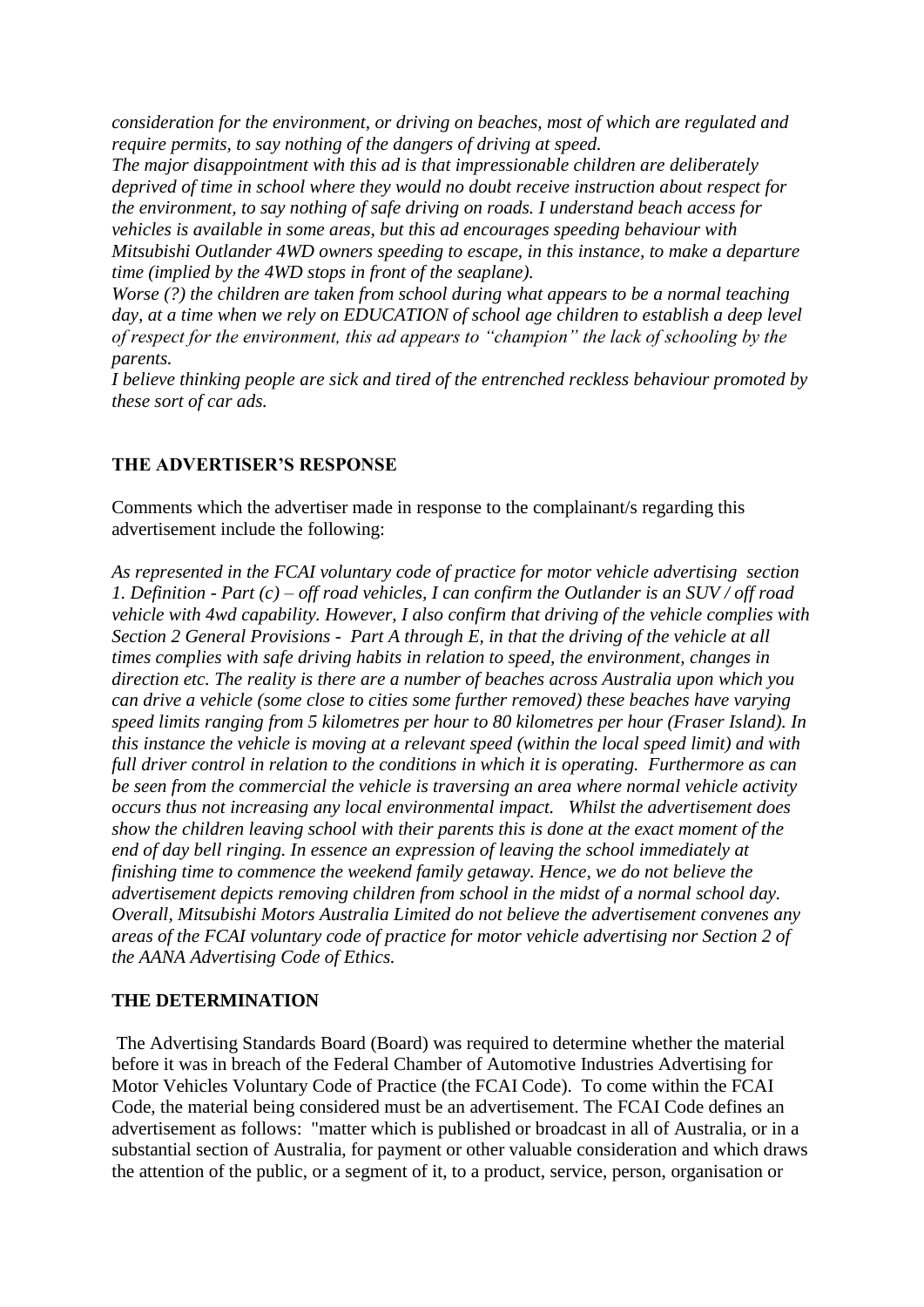*consideration for the environment, or driving on beaches, most of which are regulated and require permits, to say nothing of the dangers of driving at speed.*
*The major disappointment with this ad is that impressionable children are deliberately deprived of time in school where they would no doubt receive instruction about respect for the environment, to say nothing of safe driving on roads. I understand beach access for vehicles is available in some areas, but this ad encourages speeding behaviour with Mitsubishi Outlander 4WD owners speeding to escape, in this instance, to make a departure time (implied by the 4WD stops in front of the seaplane).*
*Worse (?) the children are taken from school during what appears to be a normal teaching day, at a time when we rely on EDUCATION of school age children to establish a deep level of respect for the environment, this ad appears to "champion" the lack of schooling by the parents.*
*I believe thinking people are sick and tired of the entrenched reckless behaviour promoted by these sort of car ads.*

## THE ADVERTISER'S RESPONSE

Comments which the advertiser made in response to the complainant/s regarding this advertisement include the following:

*As represented in the FCAI voluntary code of practice for motor vehicle advertising section 1. Definition - Part (c) – off road vehicles, I can confirm the Outlander is an SUV / off road vehicle with 4wd capability. However, I also confirm that driving of the vehicle complies with Section 2 General Provisions - Part A through E, in that the driving of the vehicle at all times complies with safe driving habits in relation to speed, the environment, changes in direction etc. The reality is there are a number of beaches across Australia upon which you can drive a vehicle (some close to cities some further removed) these beaches have varying speed limits ranging from 5 kilometres per hour to 80 kilometres per hour (Fraser Island). In this instance the vehicle is moving at a relevant speed (within the local speed limit) and with full driver control in relation to the conditions in which it is operating. Furthermore as can be seen from the commercial the vehicle is traversing an area where normal vehicle activity occurs thus not increasing any local environmental impact. Whilst the advertisement does show the children leaving school with their parents this is done at the exact moment of the end of day bell ringing. In essence an expression of leaving the school immediately at finishing time to commence the weekend family getaway. Hence, we do not believe the advertisement depicts removing children from school in the midst of a normal school day. Overall, Mitsubishi Motors Australia Limited do not believe the advertisement convenes any areas of the FCAI voluntary code of practice for motor vehicle advertising nor Section 2 of the AANA Advertising Code of Ethics.*

## THE DETERMINATION

The Advertising Standards Board (Board) was required to determine whether the material before it was in breach of the Federal Chamber of Automotive Industries Advertising for Motor Vehicles Voluntary Code of Practice (the FCAI Code). To come within the FCAI Code, the material being considered must be an advertisement. The FCAI Code defines an advertisement as follows: "matter which is published or broadcast in all of Australia, or in a substantial section of Australia, for payment or other valuable consideration and which draws the attention of the public, or a segment of it, to a product, service, person, organisation or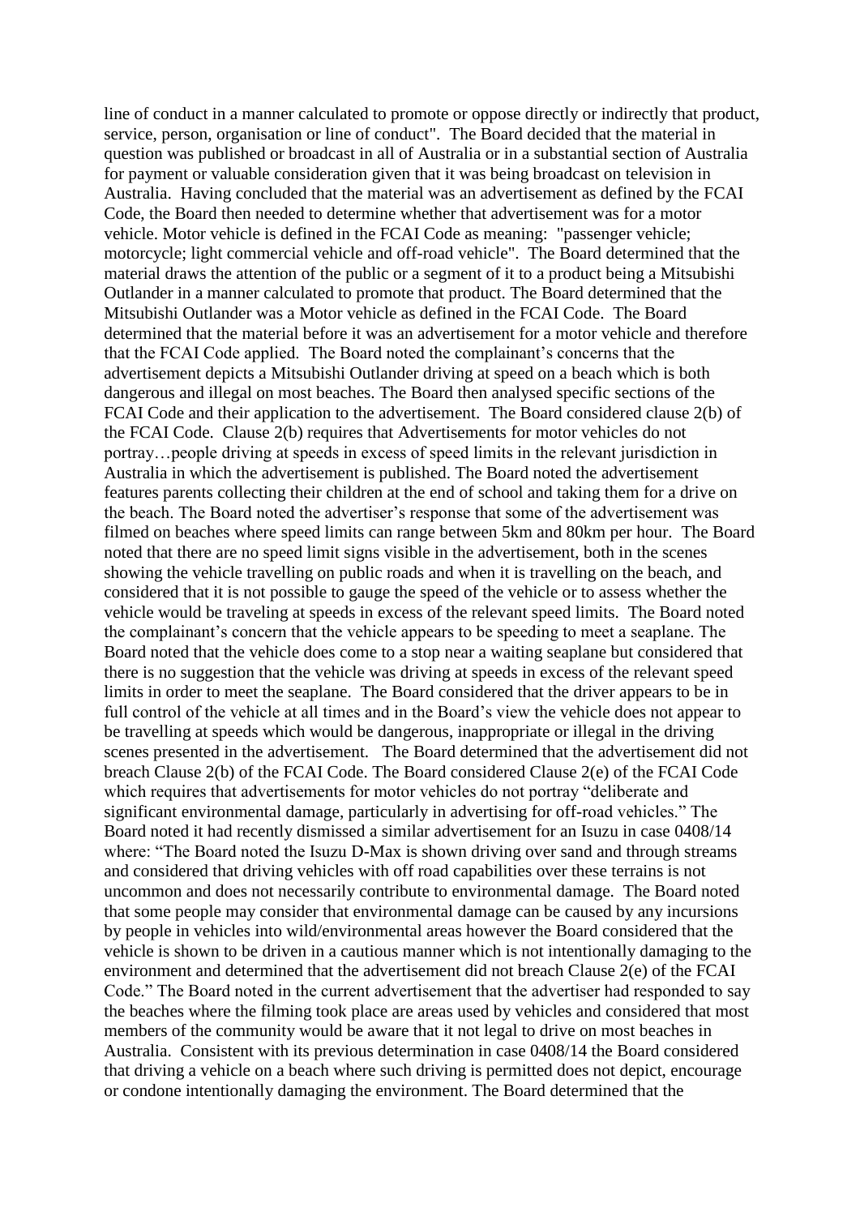line of conduct in a manner calculated to promote or oppose directly or indirectly that product, service, person, organisation or line of conduct". The Board decided that the material in question was published or broadcast in all of Australia or in a substantial section of Australia for payment or valuable consideration given that it was being broadcast on television in Australia. Having concluded that the material was an advertisement as defined by the FCAI Code, the Board then needed to determine whether that advertisement was for a motor vehicle. Motor vehicle is defined in the FCAI Code as meaning: "passenger vehicle; motorcycle; light commercial vehicle and off-road vehicle". The Board determined that the material draws the attention of the public or a segment of it to a product being a Mitsubishi Outlander in a manner calculated to promote that product. The Board determined that the Mitsubishi Outlander was a Motor vehicle as defined in the FCAI Code. The Board determined that the material before it was an advertisement for a motor vehicle and therefore that the FCAI Code applied. The Board noted the complainant's concerns that the advertisement depicts a Mitsubishi Outlander driving at speed on a beach which is both dangerous and illegal on most beaches. The Board then analysed specific sections of the FCAI Code and their application to the advertisement. The Board considered clause 2(b) of the FCAI Code. Clause 2(b) requires that Advertisements for motor vehicles do not portray…people driving at speeds in excess of speed limits in the relevant jurisdiction in Australia in which the advertisement is published. The Board noted the advertisement features parents collecting their children at the end of school and taking them for a drive on the beach. The Board noted the advertiser's response that some of the advertisement was filmed on beaches where speed limits can range between 5km and 80km per hour. The Board noted that there are no speed limit signs visible in the advertisement, both in the scenes showing the vehicle travelling on public roads and when it is travelling on the beach, and considered that it is not possible to gauge the speed of the vehicle or to assess whether the vehicle would be traveling at speeds in excess of the relevant speed limits. The Board noted the complainant's concern that the vehicle appears to be speeding to meet a seaplane. The Board noted that the vehicle does come to a stop near a waiting seaplane but considered that there is no suggestion that the vehicle was driving at speeds in excess of the relevant speed limits in order to meet the seaplane. The Board considered that the driver appears to be in full control of the vehicle at all times and in the Board's view the vehicle does not appear to be travelling at speeds which would be dangerous, inappropriate or illegal in the driving scenes presented in the advertisement. The Board determined that the advertisement did not breach Clause 2(b) of the FCAI Code. The Board considered Clause 2(e) of the FCAI Code which requires that advertisements for motor vehicles do not portray "deliberate and significant environmental damage, particularly in advertising for off-road vehicles." The Board noted it had recently dismissed a similar advertisement for an Isuzu in case 0408/14 where: "The Board noted the Isuzu D-Max is shown driving over sand and through streams and considered that driving vehicles with off road capabilities over these terrains is not uncommon and does not necessarily contribute to environmental damage. The Board noted that some people may consider that environmental damage can be caused by any incursions by people in vehicles into wild/environmental areas however the Board considered that the vehicle is shown to be driven in a cautious manner which is not intentionally damaging to the environment and determined that the advertisement did not breach Clause 2(e) of the FCAI Code." The Board noted in the current advertisement that the advertiser had responded to say the beaches where the filming took place are areas used by vehicles and considered that most members of the community would be aware that it not legal to drive on most beaches in Australia. Consistent with its previous determination in case 0408/14 the Board considered that driving a vehicle on a beach where such driving is permitted does not depict, encourage or condone intentionally damaging the environment. The Board determined that the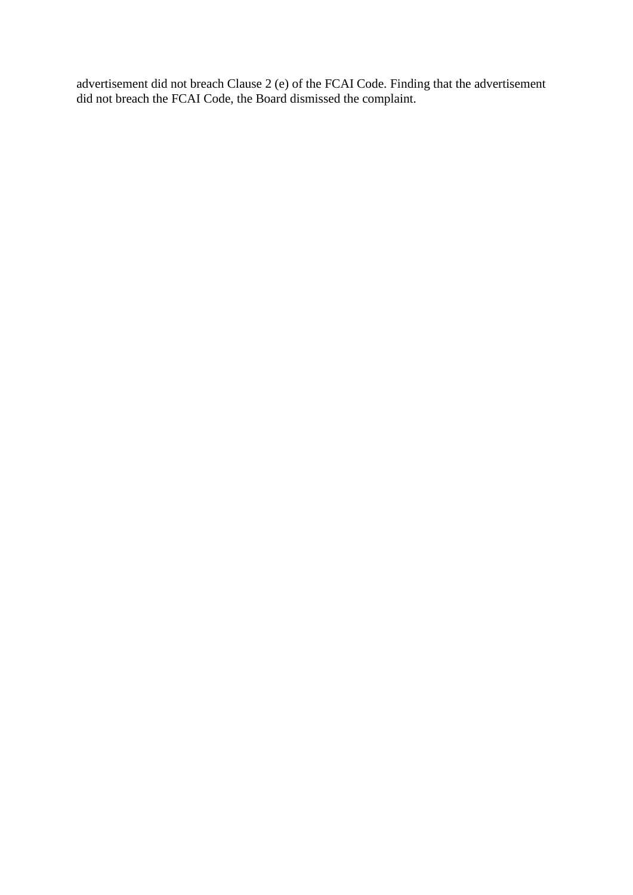advertisement did not breach Clause 2 (e) of the FCAI Code. Finding that the advertisement did not breach the FCAI Code, the Board dismissed the complaint.